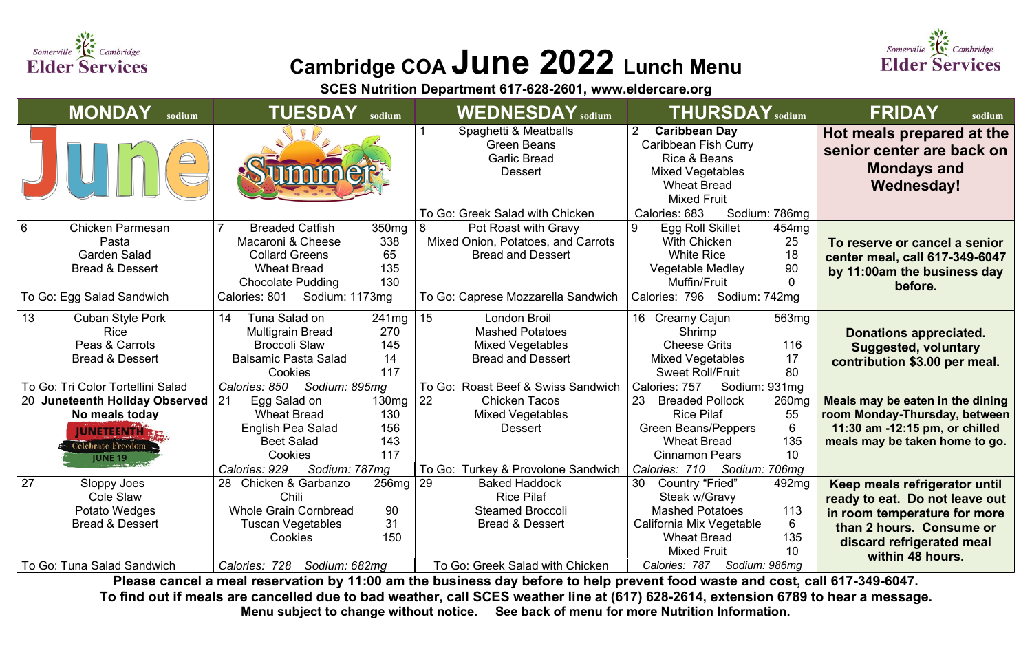# Cambridge COA June 2022 Lunch Menu

**SCES Nutrition Department 617-628-2601, www.eldercare.org**

| MONDAY (sodium) | TUESDAY (sodium) | WEDNESDAY (sodium) | THURSDAY (sodium) | FRIDAY (sodium) |
|---|---|---|---|---|
| June | Summer | **1** Spaghetti & Meatballs<br>Green Beans<br>Garlic Bread<br>Dessert<br><br>To Go: Greek Salad with Chicken | **2 Caribbean Day**<br>Caribbean Fish Curry<br>Rice & Beans<br>Mixed Vegetables<br>Wheat Bread<br>Mixed Fruit<br>Calories: 683 Sodium: 786mg | **Hot meals prepared at the senior center are back on Mondays and Wednesday!** |
| **6** Chicken Parmesan<br>Pasta<br>Garden Salad<br>Bread & Dessert<br><br>To Go: Egg Salad Sandwich | **7** Breaded Catfish 350mg<br>Macaroni & Cheese 338<br>Collard Greens 65<br>Wheat Bread 135<br>Chocolate Pudding 130<br>Calories: 801 Sodium: 1173mg | **8** Pot Roast with Gravy<br>Mixed Onion, Potatoes, and Carrots<br>Bread and Dessert<br><br>To Go: Caprese Mozzarella Sandwich | **9** Egg Roll Skillet 454mg<br>With Chicken 25<br>White Rice 18<br>Vegetable Medley 90<br>Muffin/Fruit 0<br>Calories: 796 Sodium: 742mg | **To reserve or cancel a senior center meal, call 617-349-6047 by 11:00am the business day before.** |
| **13** Cuban Style Pork<br>Rice<br>Peas & Carrots<br>Bread & Dessert<br><br>To Go: Tri Color Tortellini Salad | **14** Tuna Salad on 241mg<br>Multigrain Bread 270<br>Broccoli Slaw 145<br>Balsamic Pasta Salad 14<br>Cookies 117<br>*Calories: 850 Sodium: 895mg* | **15** London Broil<br>Mashed Potatoes<br>Mixed Vegetables<br>Bread and Dessert<br><br>To Go: Roast Beef & Swiss Sandwich | **16** Creamy Cajun 563mg<br>Shrimp<br>Cheese Grits 116<br>Mixed Vegetables 17<br>Sweet Roll/Fruit 80<br>Calories: 757 Sodium: 931mg | **Donations appreciated. Suggested, voluntary contribution $3.00 per meal.** |
| **20 Juneteenth Holiday Observed**<br>**No meals today**<br>JUNETEENTH Celebrate Freedom JUNE 19 | **21** Egg Salad on 130mg<br>Wheat Bread 130<br>English Pea Salad 156<br>Beet Salad 143<br>Cookies 117<br>*Calories: 929 Sodium: 787mg* | **22** Chicken Tacos<br>Mixed Vegetables<br>Dessert<br><br>To Go: Turkey & Provolone Sandwich | **23** Breaded Pollock 260mg<br>Rice Pilaf 55<br>Green Beans/Peppers 6<br>Wheat Bread 135<br>Cinnamon Pears 10<br>*Calories: 710 Sodium: 706mg* | **Meals may be eaten in the dining room Monday-Thursday, between 11:30 am -12:15 pm, or chilled meals may be taken home to go.** |
| **27** Sloppy Joes<br>Cole Slaw<br>Potato Wedges<br>Bread & Dessert<br><br>To Go: Tuna Salad Sandwich | **28** Chicken & Garbanzo 256mg<br>Chili<br>Whole Grain Cornbread 90<br>Tuscan Vegetables 31<br>Cookies 150<br>*Calories: 728 Sodium: 682mg* | **29** Baked Haddock<br>Rice Pilaf<br>Steamed Broccoli<br>Bread & Dessert<br><br>To Go: Greek Salad with Chicken | **30** Country "Fried" 492mg<br>Steak w/Gravy<br>Mashed Potatoes 113<br>California Mix Vegetable 6<br>Wheat Bread 135<br>Mixed Fruit 10<br>*Calories: 787 Sodium: 986mg* | **Keep meals refrigerator until ready to eat. Do not leave out in room temperature for more than 2 hours. Consume or discard refrigerated meal within 48 hours.** |

**Please cancel a meal reservation by 11:00 am the business day before to help prevent food waste and cost, call 617-349-6047.**

**To find out if meals are cancelled due to bad weather, call SCES weather line at (617) 628-2614, extension 6789 to hear a message.**

**Menu subject to change without notice. See back of menu for more Nutrition Information.**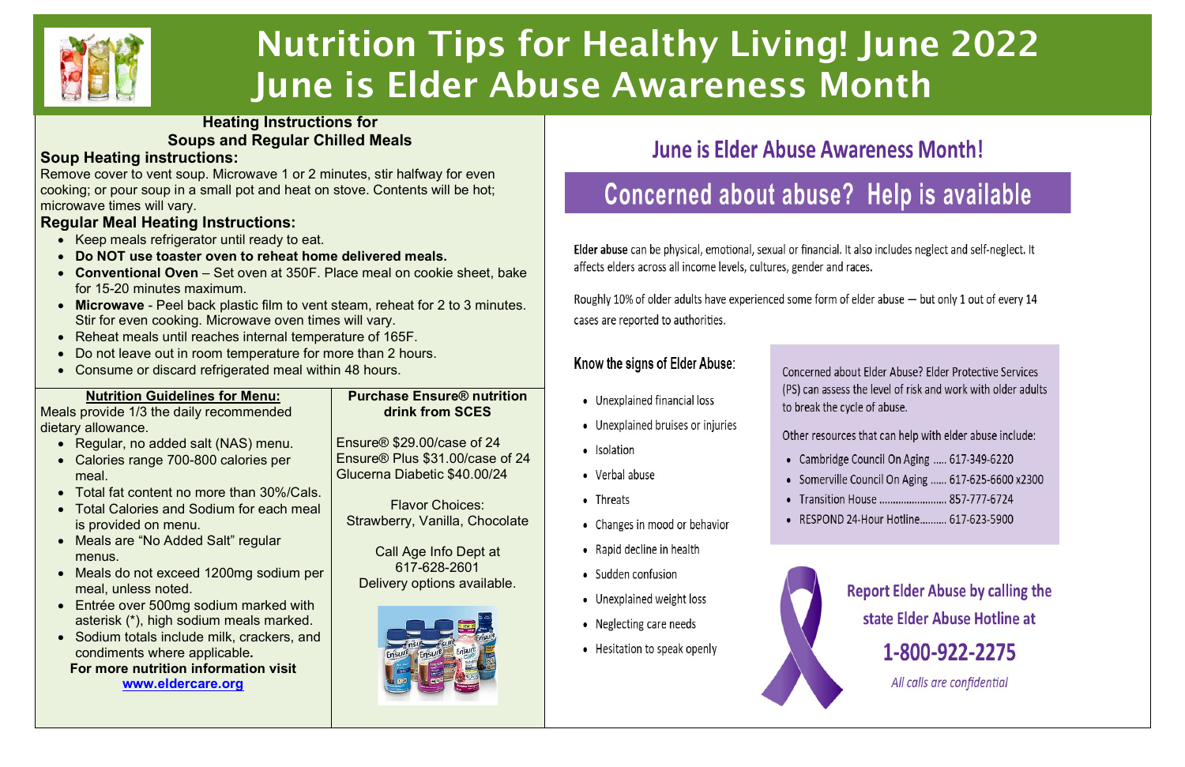# Nutrition Tips for Healthy Living! June 2022
# June is Elder Abuse Awareness Month

### Heating Instructions for Soups and Regular Chilled Meals

**Soup Heating instructions:**

Remove cover to vent soup. Microwave 1 or 2 minutes, stir halfway for even cooking; or pour soup in a small pot and heat on stove. Contents will be hot; microwave times will vary.

**Regular Meal Heating Instructions:**

- Keep meals refrigerator until ready to eat.
- **Do NOT use toaster oven to reheat home delivered meals.**
- **Conventional Oven** – Set oven at 350F. Place meal on cookie sheet, bake for 15-20 minutes maximum.
- **Microwave** - Peel back plastic film to vent steam, reheat for 2 to 3 minutes. Stir for even cooking. Microwave oven times will vary.
- Reheat meals until reaches internal temperature of 165F.
- Do not leave out in room temperature for more than 2 hours.
- Consume or discard refrigerated meal within 48 hours.

**Nutrition Guidelines for Menu:**

Meals provide 1/3 the daily recommended dietary allowance.

- Regular, no added salt (NAS) menu.
- Calories range 700-800 calories per meal.
- Total fat content no more than 30%/Cals.
- Total Calories and Sodium for each meal is provided on menu.
- Meals are "No Added Salt" regular menus.
- Meals do not exceed 1200mg sodium per meal, unless noted.
- Entrée over 500mg sodium marked with asterisk (*), high sodium meals marked.
- Sodium totals include milk, crackers, and condiments where applicable**.**

**For more nutrition information visit [www.eldercare.org](www.eldercare.org)**

**Purchase Ensure® nutrition drink from SCES**

Ensure® $29.00/case of 24
Ensure® Plus $31.00/case of 24
Glucerna Diabetic $40.00/24

Flavor Choices:
Strawberry, Vanilla, Chocolate

Call Age Info Dept at 617-628-2601
Delivery options available.

## June is Elder Abuse Awareness Month!

## Concerned about abuse? Help is available

**Elder abuse** can be physical, emotional, sexual or financial. It also includes neglect and self-neglect. It affects elders across all income levels, cultures, gender and races.

Roughly 10% of older adults have experienced some form of elder abuse — but only 1 out of every 14 cases are reported to authorities.

### Know the signs of Elder Abuse:

- Unexplained financial loss
- Unexplained bruises or injuries
- Isolation
- Verbal abuse
- Threats
- Changes in mood or behavior
- Rapid decline in health
- Sudden confusion
- Unexplained weight loss
- Neglecting care needs
- Hesitation to speak openly

Concerned about Elder Abuse? Elder Protective Services (PS) can assess the level of risk and work with older adults to break the cycle of abuse.

Other resources that can help with elder abuse include:

- Cambridge Council On Aging ..... 617-349-6220
- Somerville Council On Aging ...... 617-625-6600 x2300
- Transition House ......................... 857-777-6724
- RESPOND 24-Hour Hotline.......... 617-623-5900

**Report Elder Abuse by calling the state Elder Abuse Hotline at**

**1-800-922-2275**

*All calls are confidential*